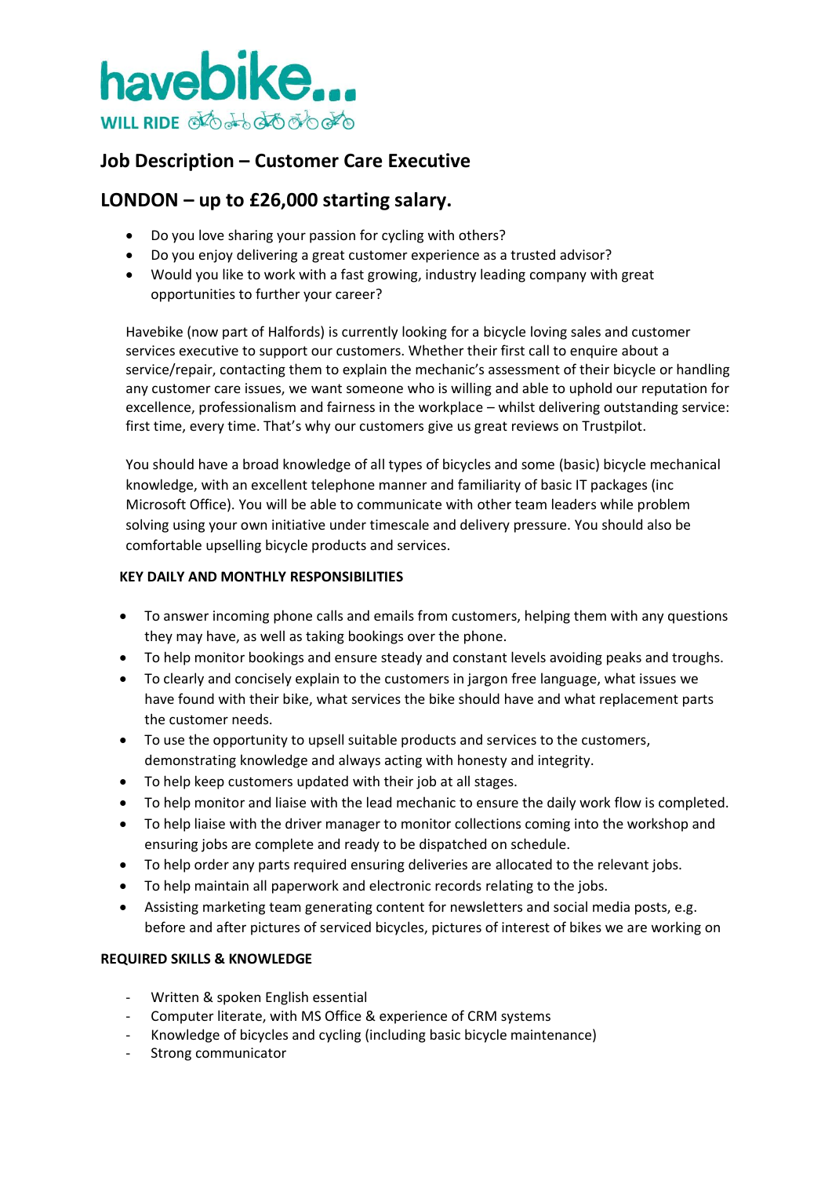havebike... WILL RIDE

## Job Description – Customer Care Executive

## LONDON – up to £26,000 starting salary.

- Do you love sharing your passion for cycling with others?
- Do you enjoy delivering a great customer experience as a trusted advisor?
- Would you like to work with a fast growing, industry leading company with great opportunities to further your career?

Havebike (now part of Halfords) is currently looking for a bicycle loving sales and customer services executive to support our customers. Whether their first call to enquire about a service/repair, contacting them to explain the mechanic's assessment of their bicycle or handling any customer care issues, we want someone who is willing and able to uphold our reputation for excellence, professionalism and fairness in the workplace – whilst delivering outstanding service: first time, every time. That's why our customers give us great reviews on Trustpilot.

You should have a broad knowledge of all types of bicycles and some (basic) bicycle mechanical knowledge, with an excellent telephone manner and familiarity of basic IT packages (inc Microsoft Office). You will be able to communicate with other team leaders while problem solving using your own initiative under timescale and delivery pressure. You should also be comfortable upselling bicycle products and services.

**KEY DAILY AND MONTHLY RESPONSIBILITIES**

- To answer incoming phone calls and emails from customers, helping them with any questions they may have, as well as taking bookings over the phone.
- To help monitor bookings and ensure steady and constant levels avoiding peaks and troughs.
- To clearly and concisely explain to the customers in jargon free language, what issues we have found with their bike, what services the bike should have and what replacement parts the customer needs.
- To use the opportunity to upsell suitable products and services to the customers, demonstrating knowledge and always acting with honesty and integrity.
- To help keep customers updated with their job at all stages.
- To help monitor and liaise with the lead mechanic to ensure the daily work flow is completed.
- To help liaise with the driver manager to monitor collections coming into the workshop and ensuring jobs are complete and ready to be dispatched on schedule.
- To help order any parts required ensuring deliveries are allocated to the relevant jobs.
- To help maintain all paperwork and electronic records relating to the jobs.
- Assisting marketing team generating content for newsletters and social media posts, e.g. before and after pictures of serviced bicycles, pictures of interest of bikes we are working on

**REQUIRED SKILLS & KNOWLEDGE**

- Written & spoken English essential
- Computer literate, with MS Office & experience of CRM systems
- Knowledge of bicycles and cycling (including basic bicycle maintenance)
- Strong communicator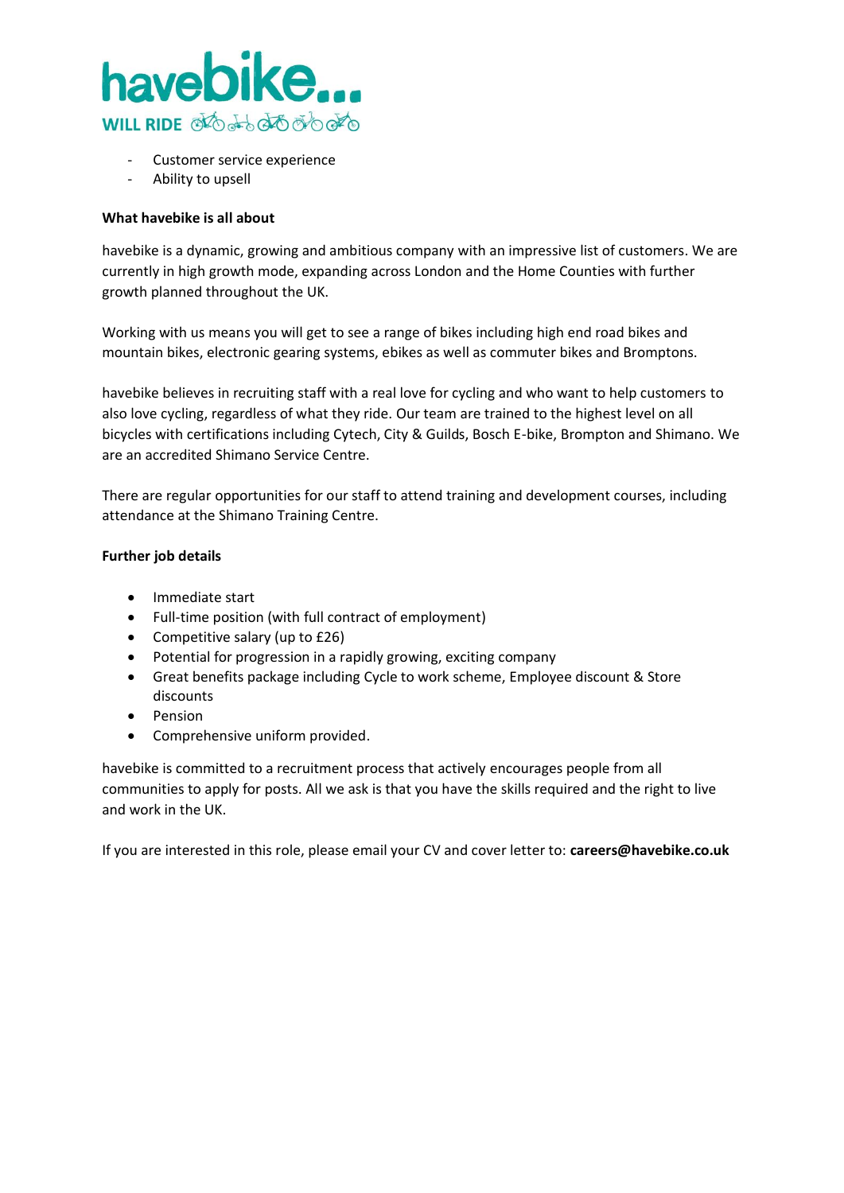- Customer service experience
- Ability to upsell

**What havebike is all about**

havebike is a dynamic, growing and ambitious company with an impressive list of customers. We are currently in high growth mode, expanding across London and the Home Counties with further growth planned throughout the UK.

Working with us means you will get to see a range of bikes including high end road bikes and mountain bikes, electronic gearing systems, ebikes as well as commuter bikes and Bromptons.

havebike believes in recruiting staff with a real love for cycling and who want to help customers to also love cycling, regardless of what they ride. Our team are trained to the highest level on all bicycles with certifications including Cytech, City & Guilds, Bosch E-bike, Brompton and Shimano. We are an accredited Shimano Service Centre.

There are regular opportunities for our staff to attend training and development courses, including attendance at the Shimano Training Centre.

**Further job details**

- Immediate start
- Full-time position (with full contract of employment)
- Competitive salary (up to £26)
- Potential for progression in a rapidly growing, exciting company
- Great benefits package including Cycle to work scheme, Employee discount & Store discounts
- Pension
- Comprehensive uniform provided.

havebike is committed to a recruitment process that actively encourages people from all communities to apply for posts. All we ask is that you have the skills required and the right to live and work in the UK.

If you are interested in this role, please email your CV and cover letter to: **careers@havebike.co.uk**